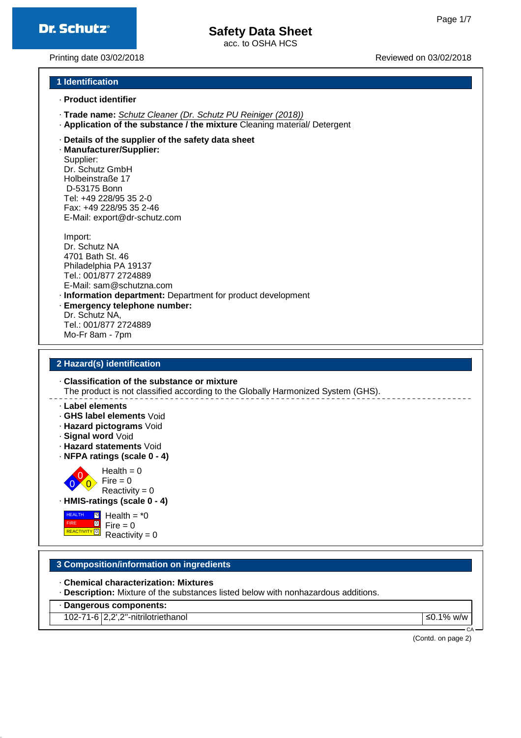# Safety Data Sheet

acc. to OSHA HCS

Printing date 03/02/2018 Reviewed on 03/02/2018

## 1 Identification

· **Product identifier**

· **Trade name:** *Schutz Cleaner (Dr. Schutz PU Reiniger (2018))*
· **Application of the substance / the mixture** Cleaning material/ Detergent

· **Details of the supplier of the safety data sheet**
· **Manufacturer/Supplier:**
Supplier:
Dr. Schutz GmbH
Holbeinstraße 17
D-53175 Bonn
Tel: +49 228/95 35 2-0
Fax: +49 228/95 35 2-46
E-Mail: export@dr-schutz.com

Import:
Dr. Schutz NA
4701 Bath St. 46
Philadelphia PA 19137
Tel.: 001/877 2724889
E-Mail: sam@schutzna.com
· **Information department:** Department for product development
· **Emergency telephone number:**
Dr. Schutz NA,
Tel.: 001/877 2724889
Mo-Fr 8am - 7pm

## 2 Hazard(s) identification

· **Classification of the substance or mixture**
The product is not classified according to the Globally Harmonized System (GHS).

· **Label elements**
· **GHS label elements** Void
· **Hazard pictograms** Void
· **Signal word** Void
· **Hazard statements** Void
· **NFPA ratings (scale 0 - 4)**

Health = 0
Fire = 0
Reactivity = 0

· **HMIS-ratings (scale 0 - 4)**

Health = *0
Fire = 0
Reactivity = 0

## 3 Composition/information on ingredients

· **Chemical characterization: Mixtures**
· **Description:** Mixture of the substances listed below with nonhazardous additions.

| · **Dangerous components:** | | |
|---|---|---|
| 102-71-6 | 2,2',2''-nitrilotriethanol | ≤0.1% w/w |

(Contd. on page 2)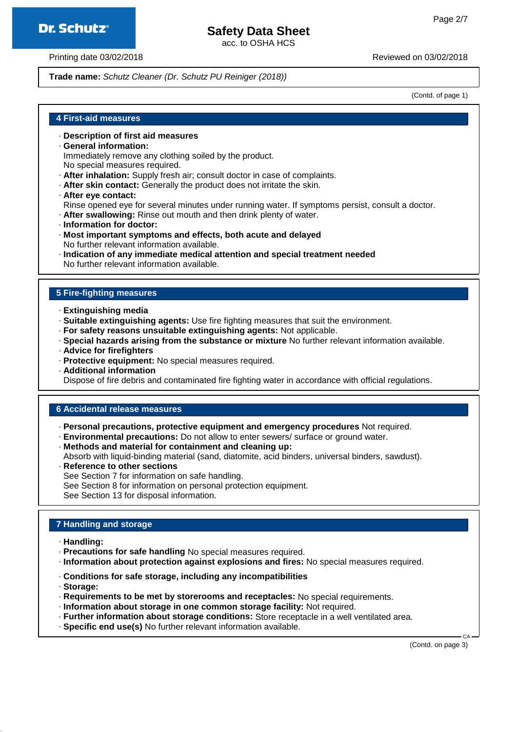**Trade name:** *Schutz Cleaner (Dr. Schutz PU Reiniger (2018))*

(Contd. of page 1)

## 4 First-aid measures

- **Description of first aid measures**
- **General information:**
  Immediately remove any clothing soiled by the product.
  No special measures required.
- **After inhalation:** Supply fresh air; consult doctor in case of complaints.
- **After skin contact:** Generally the product does not irritate the skin.
- **After eye contact:**
  Rinse opened eye for several minutes under running water. If symptoms persist, consult a doctor.
- **After swallowing:** Rinse out mouth and then drink plenty of water.
- **Information for doctor:**
- **Most important symptoms and effects, both acute and delayed**
  No further relevant information available.
- **Indication of any immediate medical attention and special treatment needed**
  No further relevant information available.

## 5 Fire-fighting measures

- **Extinguishing media**
- **Suitable extinguishing agents:** Use fire fighting measures that suit the environment.
- **For safety reasons unsuitable extinguishing agents:** Not applicable.
- **Special hazards arising from the substance or mixture** No further relevant information available.
- **Advice for firefighters**
- **Protective equipment:** No special measures required.
- **Additional information**
  Dispose of fire debris and contaminated fire fighting water in accordance with official regulations.

## 6 Accidental release measures

- **Personal precautions, protective equipment and emergency procedures** Not required.
- **Environmental precautions:** Do not allow to enter sewers/ surface or ground water.
- **Methods and material for containment and cleaning up:**
  Absorb with liquid-binding material (sand, diatomite, acid binders, universal binders, sawdust).
- **Reference to other sections**
  See Section 7 for information on safe handling.
  See Section 8 for information on personal protection equipment.
  See Section 13 for disposal information.

## 7 Handling and storage

- **Handling:**
- **Precautions for safe handling** No special measures required.
- **Information about protection against explosions and fires:** No special measures required.
- **Conditions for safe storage, including any incompatibilities**
- **Storage:**
- **Requirements to be met by storerooms and receptacles:** No special requirements.
- **Information about storage in one common storage facility:** Not required.
- **Further information about storage conditions:** Store receptacle in a well ventilated area.
- **Specific end use(s)** No further relevant information available.

(Contd. on page 3)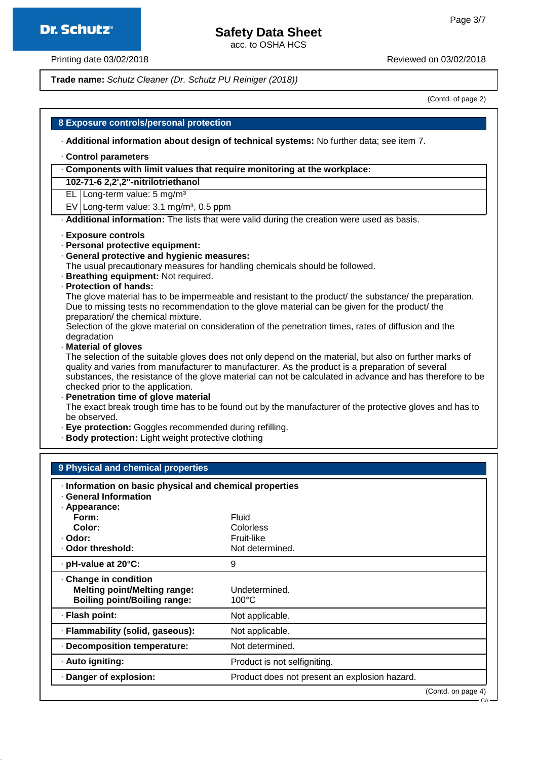**Trade name:** *Schutz Cleaner (Dr. Schutz PU Reiniger (2018))*

(Contd. of page 2)

## 8 Exposure controls/personal protection

· **Additional information about design of technical systems:** No further data; see item 7.

· **Control parameters**

| · **Components with limit values that require monitoring at the workplace:** | |
|---|---|
| **102-71-6 2,2',2''-nitrilotriethanol** | |
| EL | Long-term value: 5 mg/m³ |
| EV | Long-term value: 3.1 mg/m³, 0.5 ppm |

· **Additional information:** The lists that were valid during the creation were used as basis.

· **Exposure controls**
· **Personal protective equipment:**
· **General protective and hygienic measures:**
The usual precautionary measures for handling chemicals should be followed.
· **Breathing equipment:** Not required.
· **Protection of hands:**
The glove material has to be impermeable and resistant to the product/ the substance/ the preparation.
Due to missing tests no recommendation to the glove material can be given for the product/ the preparation/ the chemical mixture.
Selection of the glove material on consideration of the penetration times, rates of diffusion and the degradation
· **Material of gloves**
The selection of the suitable gloves does not only depend on the material, but also on further marks of quality and varies from manufacturer to manufacturer. As the product is a preparation of several substances, the resistance of the glove material can not be calculated in advance and has therefore to be checked prior to the application.
· **Penetration time of glove material**
The exact break trough time has to be found out by the manufacturer of the protective gloves and has to be observed.
· **Eye protection:** Goggles recommended during refilling.
· **Body protection:** Light weight protective clothing

## 9 Physical and chemical properties

| · **Information on basic physical and chemical properties** | |
|---|---|
| · **General Information** | |
| · **Appearance:** | |
| **Form:** | Fluid |
| **Color:** | Colorless |
| · **Odor:** | Fruit-like |
| · **Odor threshold:** | Not determined. |
| · **pH-value at 20°C:** | 9 |
| · **Change in condition** | |
| **Melting point/Melting range:** | Undetermined. |
| **Boiling point/Boiling range:** | 100°C |
| · **Flash point:** | Not applicable. |
| · **Flammability (solid, gaseous):** | Not applicable. |
| · **Decomposition temperature:** | Not determined. |
| · **Auto igniting:** | Product is not selfigniting. |
| · **Danger of explosion:** | Product does not present an explosion hazard. |

(Contd. on page 4)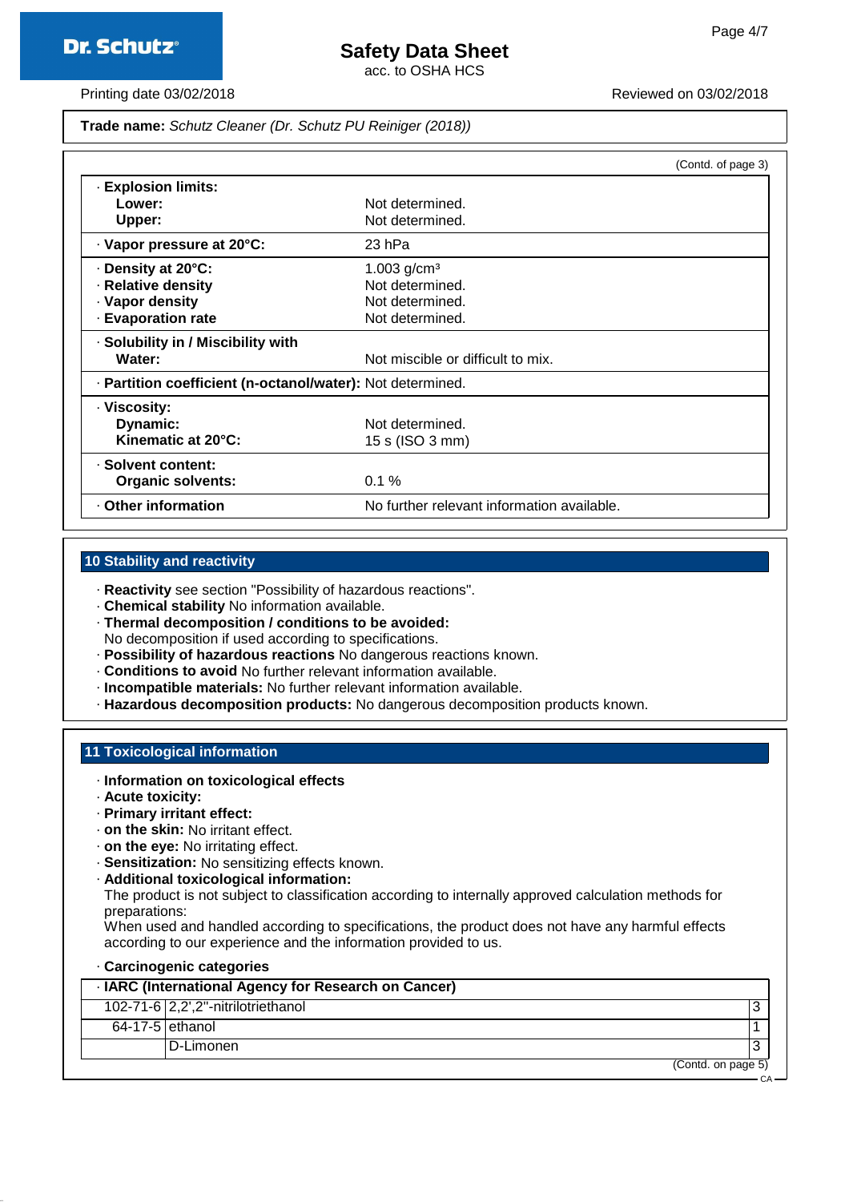**Trade name:** *Schutz Cleaner (Dr. Schutz PU Reiniger (2018))*

(Contd. of page 3)

| | |
|---|---|
| · **Explosion limits:** | |
| **Lower:** | Not determined. |
| **Upper:** | Not determined. |
| · **Vapor pressure at 20°C:** | 23 hPa |
| · **Density at 20°C:** | 1.003 g/cm³ |
| · **Relative density** | Not determined. |
| · **Vapor density** | Not determined. |
| · **Evaporation rate** | Not determined. |
| · **Solubility in / Miscibility with** | |
| **Water:** | Not miscible or difficult to mix. |
| · **Partition coefficient (n-octanol/water):** | Not determined. |
| · **Viscosity:** | |
| **Dynamic:** | Not determined. |
| **Kinematic at 20°C:** | 15 s (ISO 3 mm) |
| · **Solvent content:** | |
| **Organic solvents:** | 0.1 % |
| · **Other information** | No further relevant information available. |

## 10 Stability and reactivity

- **Reactivity** see section "Possibility of hazardous reactions".
- **Chemical stability** No information available.
- **Thermal decomposition / conditions to be avoided:**
  No decomposition if used according to specifications.
- **Possibility of hazardous reactions** No dangerous reactions known.
- **Conditions to avoid** No further relevant information available.
- **Incompatible materials:** No further relevant information available.
- **Hazardous decomposition products:** No dangerous decomposition products known.

## 11 Toxicological information

- **Information on toxicological effects**
- **Acute toxicity:**
- **Primary irritant effect:**
- **on the skin:** No irritant effect.
- **on the eye:** No irritating effect.
- **Sensitization:** No sensitizing effects known.
- **Additional toxicological information:**
  The product is not subject to classification according to internally approved calculation methods for preparations:
  When used and handled according to specifications, the product does not have any harmful effects according to our experience and the information provided to us.
- **Carcinogenic categories**

| · **IARC (International Agency for Research on Cancer)** | | |
|---|---|---|
| 102-71-6 | 2,2',2''-nitrilotriethanol | 3 |
| 64-17-5 | ethanol | 1 |
| | D-Limonen | 3 |

(Contd. on page 5)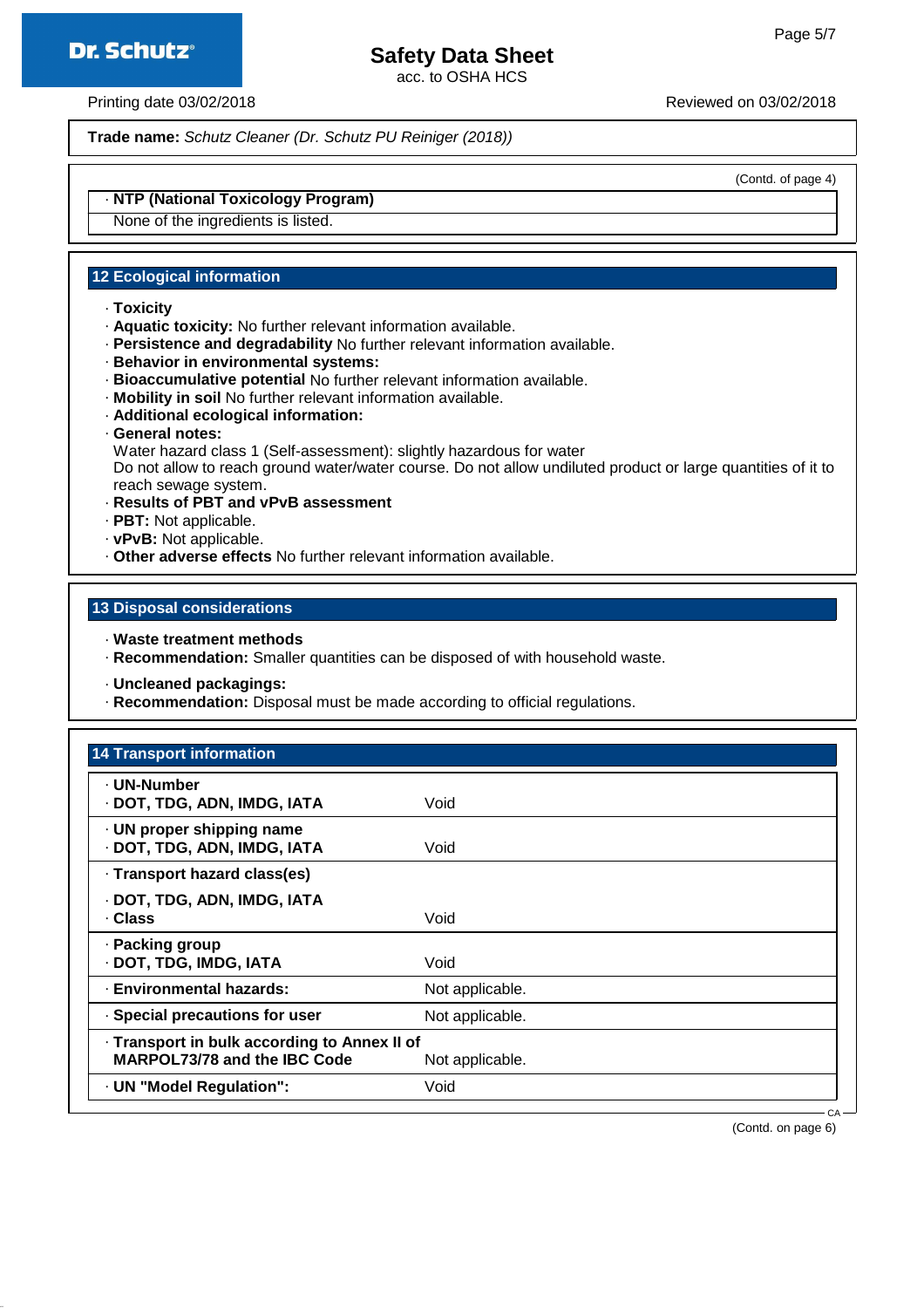**Trade name:** *Schutz Cleaner (Dr. Schutz PU Reiniger (2018))*

(Contd. of page 4)

· **NTP (National Toxicology Program)**
None of the ingredients is listed.

## 12 Ecological information

· **Toxicity**
· **Aquatic toxicity:** No further relevant information available.
· **Persistence and degradability** No further relevant information available.
· **Behavior in environmental systems:**
· **Bioaccumulative potential** No further relevant information available.
· **Mobility in soil** No further relevant information available.
· **Additional ecological information:**
· **General notes:**
Water hazard class 1 (Self-assessment): slightly hazardous for water
Do not allow to reach ground water/water course. Do not allow undiluted product or large quantities of it to reach sewage system.
· **Results of PBT and vPvB assessment**
· **PBT:** Not applicable.
· **vPvB:** Not applicable.
· **Other adverse effects** No further relevant information available.

## 13 Disposal considerations

· **Waste treatment methods**
· **Recommendation:** Smaller quantities can be disposed of with household waste.

· **Uncleaned packagings:**
· **Recommendation:** Disposal must be made according to official regulations.

## 14 Transport information

| | |
|---|---|
| · **UN-Number**<br>· **DOT, TDG, ADN, IMDG, IATA** | Void |
| · **UN proper shipping name**<br>· **DOT, TDG, ADN, IMDG, IATA** | Void |
| · **Transport hazard class(es)**<br>· **DOT, TDG, ADN, IMDG, IATA**<br>· **Class** | Void |
| · **Packing group**<br>· **DOT, TDG, IMDG, IATA** | Void |
| · **Environmental hazards:** | Not applicable. |
| · **Special precautions for user** | Not applicable. |
| · **Transport in bulk according to Annex II of MARPOL73/78 and the IBC Code** | Not applicable. |
| · **UN "Model Regulation":** | Void |

(Contd. on page 6)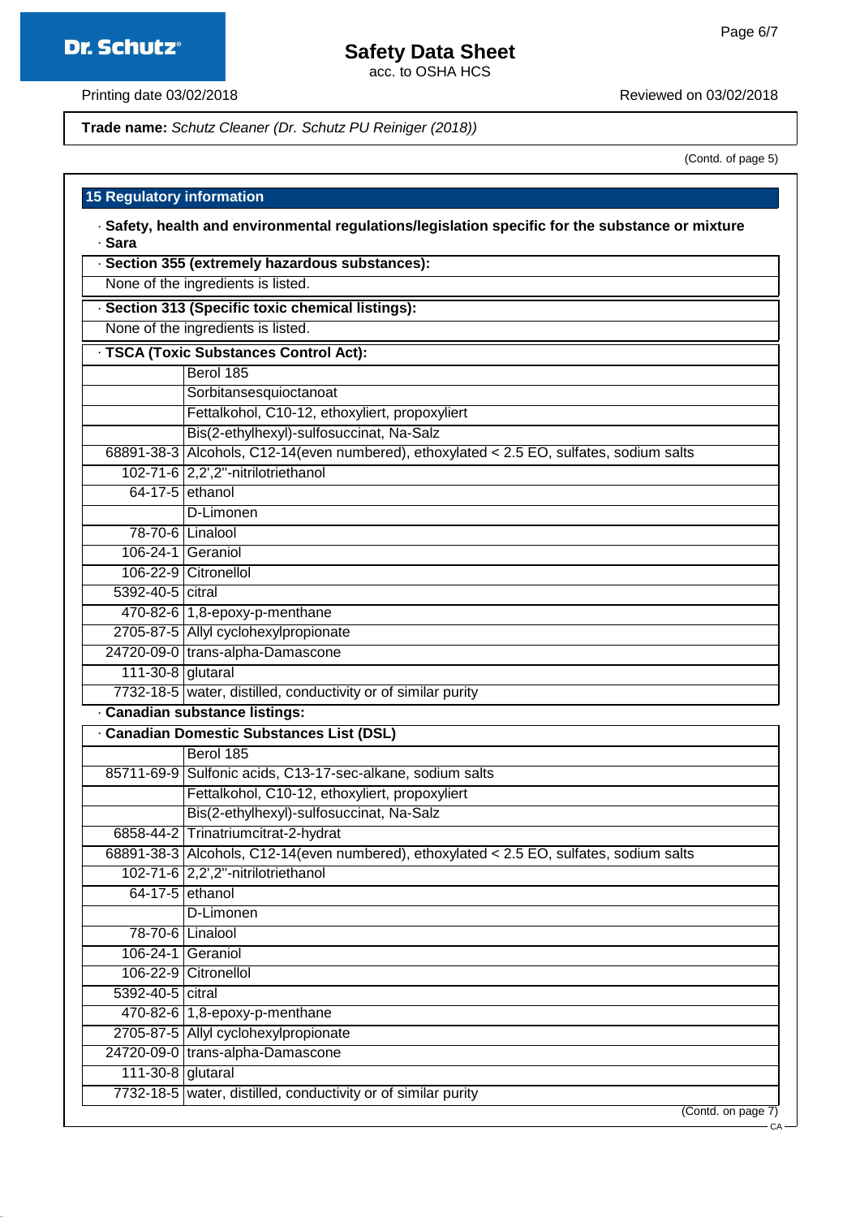**Trade name:** *Schutz Cleaner (Dr. Schutz PU Reiniger (2018))*

(Contd. of page 5)

## 15 Regulatory information

· **Safety, health and environmental regulations/legislation specific for the substance or mixture**

· **Sara**

| · **Section 355 (extremely hazardous substances):** |
|---|
| None of the ingredients is listed. |

| · **Section 313 (Specific toxic chemical listings):** |
|---|
| None of the ingredients is listed. |

· **TSCA (Toxic Substances Control Act):**

| | |
|---|---|
| | Berol 185 |
| | Sorbitansesquioctanoat |
| | Fettalkohol, C10-12, ethoxyliert, propoxyliert |
| | Bis(2-ethylhexyl)-sulfosuccinat, Na-Salz |
| 68891-38-3 | Alcohols, C12-14(even numbered), ethoxylated < 2.5 EO, sulfates, sodium salts |
| 102-71-6 | 2,2',2''-nitrilotriethanol |
| 64-17-5 | ethanol |
| | D-Limonen |
| 78-70-6 | Linalool |
| 106-24-1 | Geraniol |
| 106-22-9 | Citronellol |
| 5392-40-5 | citral |
| 470-82-6 | 1,8-epoxy-p-menthane |
| 2705-87-5 | Allyl cyclohexylpropionate |
| 24720-09-0 | trans-alpha-Damascone |
| 111-30-8 | glutaral |
| 7732-18-5 | water, distilled, conductivity or of similar purity |

· **Canadian substance listings:**

· **Canadian Domestic Substances List (DSL)**

| | |
|---|---|
| | Berol 185 |
| 85711-69-9 | Sulfonic acids, C13-17-sec-alkane, sodium salts |
| | Fettalkohol, C10-12, ethoxyliert, propoxyliert |
| | Bis(2-ethylhexyl)-sulfosuccinat, Na-Salz |
| 6858-44-2 | Trinatriumcitrat-2-hydrat |
| 68891-38-3 | Alcohols, C12-14(even numbered), ethoxylated < 2.5 EO, sulfates, sodium salts |
| 102-71-6 | 2,2',2''-nitrilotriethanol |
| 64-17-5 | ethanol |
| | D-Limonen |
| 78-70-6 | Linalool |
| 106-24-1 | Geraniol |
| 106-22-9 | Citronellol |
| 5392-40-5 | citral |
| 470-82-6 | 1,8-epoxy-p-menthane |
| 2705-87-5 | Allyl cyclohexylpropionate |
| 24720-09-0 | trans-alpha-Damascone |
| 111-30-8 | glutaral |
| 7732-18-5 | water, distilled, conductivity or of similar purity |

(Contd. on page 7)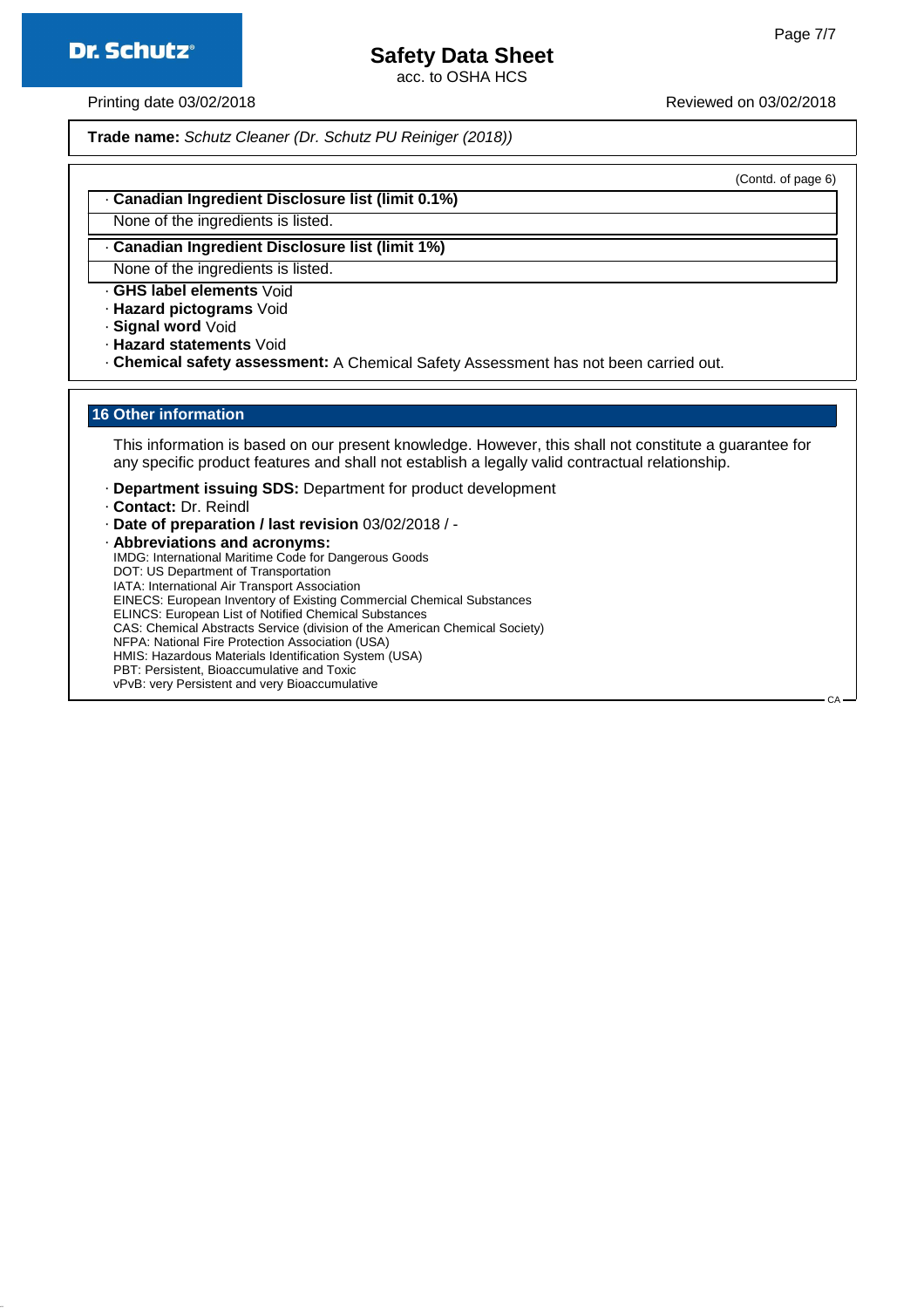**Trade name:** *Schutz Cleaner (Dr. Schutz PU Reiniger (2018))*

(Contd. of page 6)

· **Canadian Ingredient Disclosure list (limit 0.1%)**

None of the ingredients is listed.

· **Canadian Ingredient Disclosure list (limit 1%)**

None of the ingredients is listed.

· **GHS label elements** Void
· **Hazard pictograms** Void
· **Signal word** Void
· **Hazard statements** Void
· **Chemical safety assessment:** A Chemical Safety Assessment has not been carried out.

## 16 Other information

This information is based on our present knowledge. However, this shall not constitute a guarantee for any specific product features and shall not establish a legally valid contractual relationship.

· **Department issuing SDS:** Department for product development
· **Contact:** Dr. Reindl
· **Date of preparation / last revision** 03/02/2018 / -
· **Abbreviations and acronyms:**
IMDG: International Maritime Code for Dangerous Goods
DOT: US Department of Transportation
IATA: International Air Transport Association
EINECS: European Inventory of Existing Commercial Chemical Substances
ELINCS: European List of Notified Chemical Substances
CAS: Chemical Abstracts Service (division of the American Chemical Society)
NFPA: National Fire Protection Association (USA)
HMIS: Hazardous Materials Identification System (USA)
PBT: Persistent, Bioaccumulative and Toxic
vPvB: very Persistent and very Bioaccumulative

CA